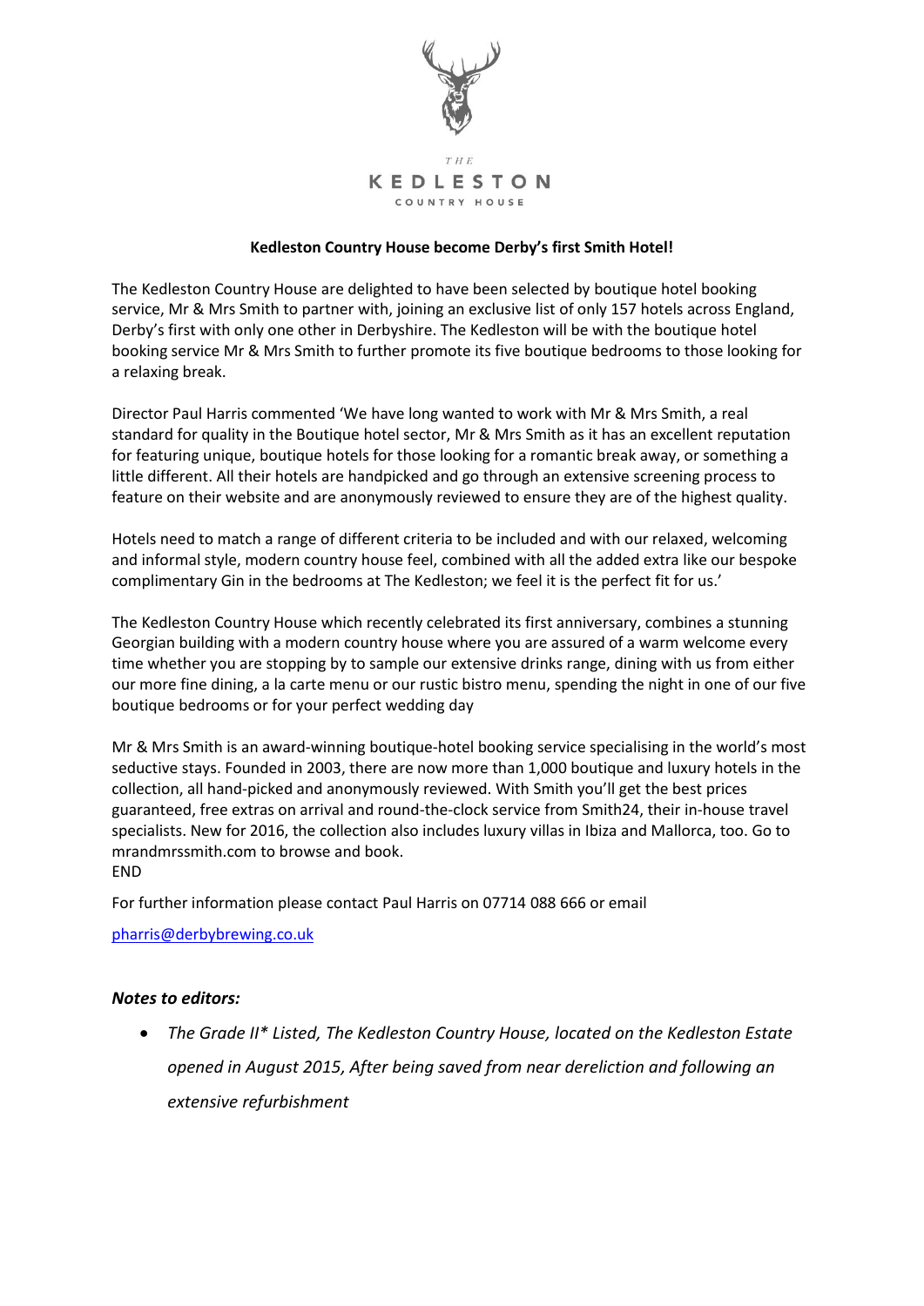THE

KEDLESTON

COUNTRY HOUSE

**Kedleston Country House become Derby's first Smith Hotel!**

The Kedleston Country House are delighted to have been selected by boutique hotel booking service, Mr & Mrs Smith to partner with, joining an exclusive list of only 157 hotels across England, Derby's first with only one other in Derbyshire. The Kedleston will be with the boutique hotel booking service Mr & Mrs Smith to further promote its five boutique bedrooms to those looking for a relaxing break.

Director Paul Harris commented 'We have long wanted to work with Mr & Mrs Smith, a real standard for quality in the Boutique hotel sector, Mr & Mrs Smith as it has an excellent reputation for featuring unique, boutique hotels for those looking for a romantic break away, or something a little different. All their hotels are handpicked and go through an extensive screening process to feature on their website and are anonymously reviewed to ensure they are of the highest quality.

Hotels need to match a range of different criteria to be included and with our relaxed, welcoming and informal style, modern country house feel, combined with all the added extra like our bespoke complimentary Gin in the bedrooms at The Kedleston; we feel it is the perfect fit for us.'

The Kedleston Country House which recently celebrated its first anniversary, combines a stunning Georgian building with a modern country house where you are assured of a warm welcome every time whether you are stopping by to sample our extensive drinks range, dining with us from either our more fine dining, a la carte menu or our rustic bistro menu, spending the night in one of our five boutique bedrooms or for your perfect wedding day

Mr & Mrs Smith is an award-winning boutique-hotel booking service specialising in the world's most seductive stays. Founded in 2003, there are now more than 1,000 boutique and luxury hotels in the collection, all hand-picked and anonymously reviewed. With Smith you'll get the best prices guaranteed, free extras on arrival and round-the-clock service from Smith24, their in-house travel specialists. New for 2016, the collection also includes luxury villas in Ibiza and Mallorca, too. Go to mrandmrssmith.com to browse and book.
END

For further information please contact Paul Harris on 07714 088 666 or email

pharris@derbybrewing.co.uk

***Notes to editors:***

- *The Grade II\* Listed, The Kedleston Country House, located on the Kedleston Estate opened in August 2015, After being saved from near dereliction and following an extensive refurbishment*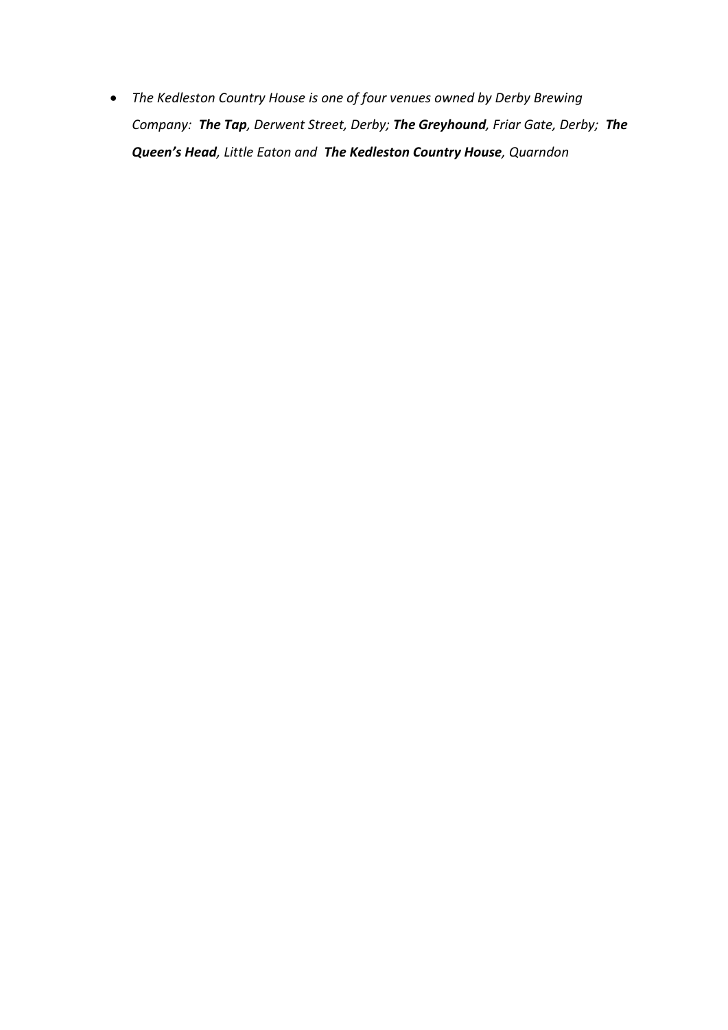- *The Kedleston Country House is one of four venues owned by Derby Brewing Company: **The Tap**, Derwent Street, Derby; **The Greyhound**, Friar Gate, Derby; **The Queen's Head**, Little Eaton and **The Kedleston Country House**, Quarndon*